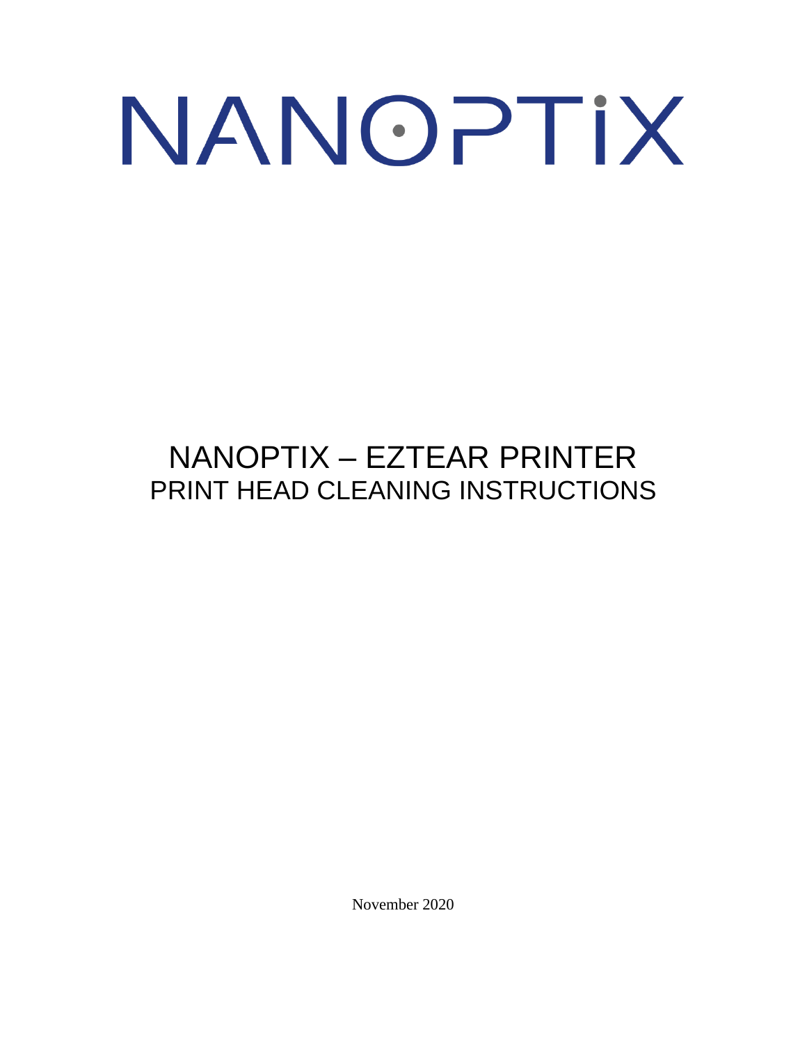# NANOPTIX

# NANOPTIX – EZTEAR PRINTER

## PRINT HEAD CLEANING INSTRUCTIONS

November 2020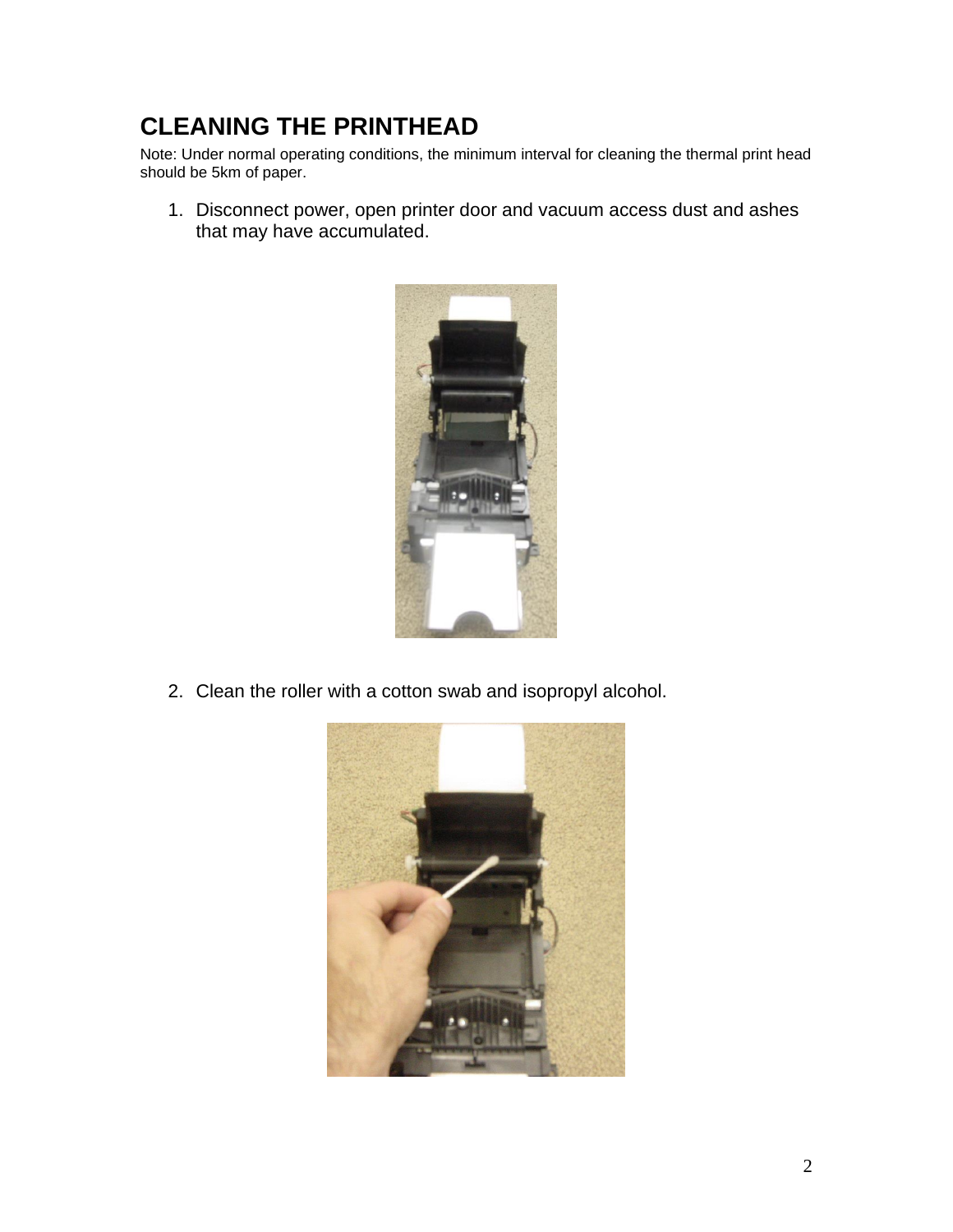# CLEANING THE PRINTHEAD

Note: Under normal operating conditions, the minimum interval for cleaning the thermal print head should be 5km of paper.

1. Disconnect power, open printer door and vacuum access dust and ashes that may have accumulated.

2. Clean the roller with a cotton swab and isopropyl alcohol.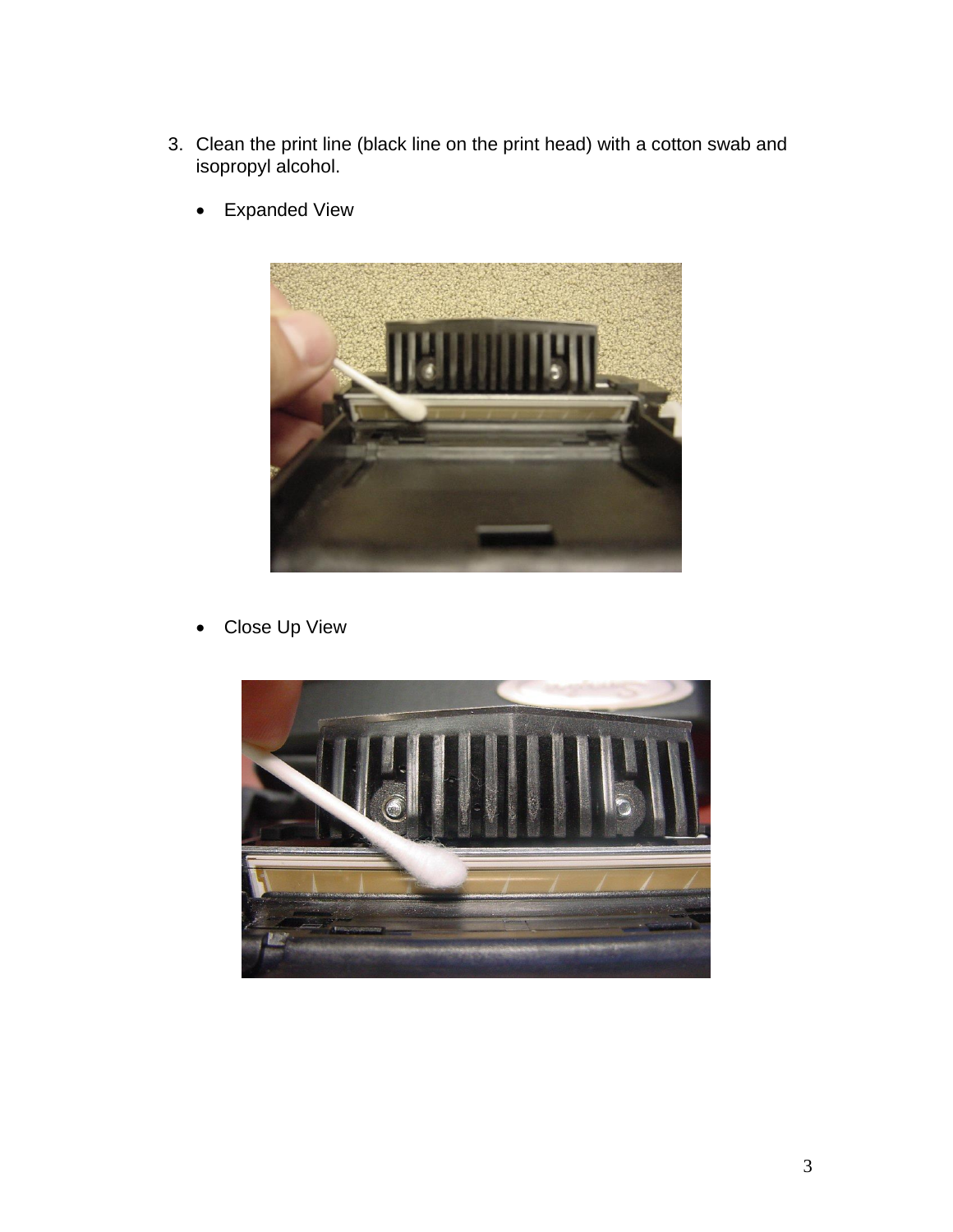3. Clean the print line (black line on the print head) with a cotton swab and isopropyl alcohol.

   - Expanded View

   - Close Up View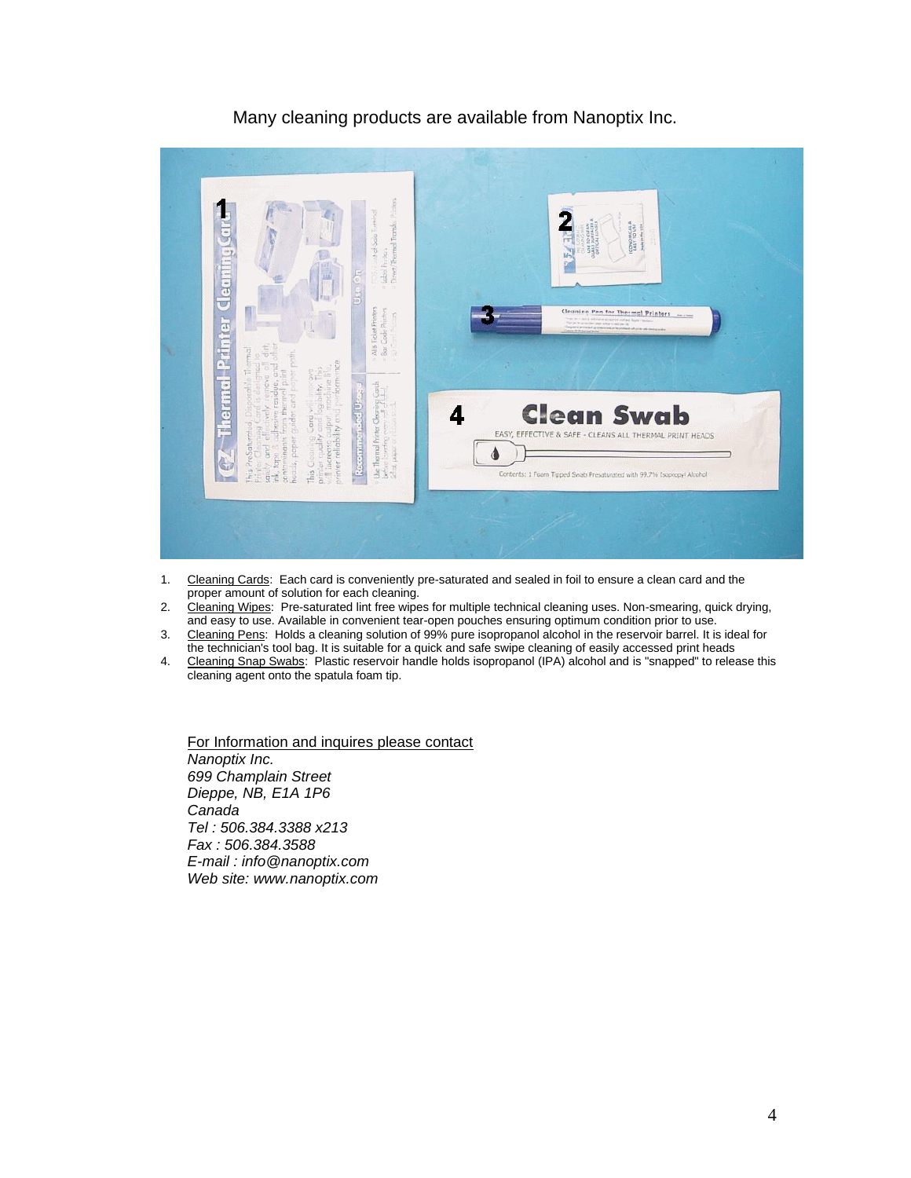Many cleaning products are available from Nanoptix Inc.

1. Cleaning Cards: Each card is conveniently pre-saturated and sealed in foil to ensure a clean card and the proper amount of solution for each cleaning.
2. Cleaning Wipes: Pre-saturated lint free wipes for multiple technical cleaning uses. Non-smearing, quick drying, and easy to use. Available in convenient tear-open pouches ensuring optimum condition prior to use.
3. Cleaning Pens: Holds a cleaning solution of 99% pure isopropanol alcohol in the reservoir barrel. It is ideal for the technician's tool bag. It is suitable for a quick and safe swipe cleaning of easily accessed print heads
4. Cleaning Snap Swabs: Plastic reservoir handle holds isopropanol (IPA) alcohol and is "snapped" to release this cleaning agent onto the spatula foam tip.

For Information and inquires please contact

*Nanoptix Inc.*
*699 Champlain Street*
*Dieppe, NB, E1A 1P6*
*Canada*
*Tel : 506.384.3388 x213*
*Fax : 506.384.3588*
*E-mail : info@nanoptix.com*
*Web site: www.nanoptix.com*